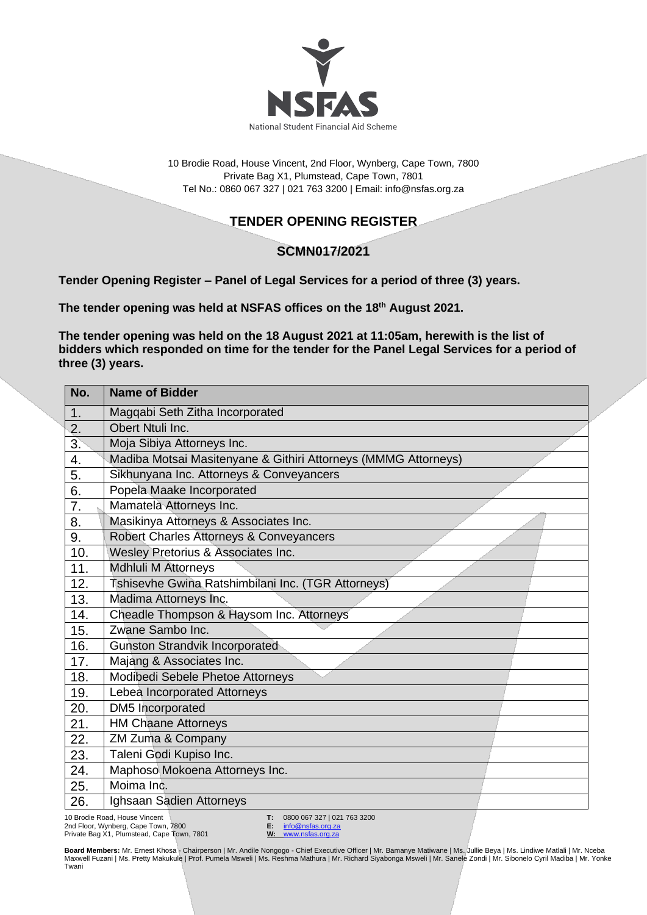NSFAS

National Student Financial Aid Scheme

10 Brodie Road, House Vincent, 2nd Floor, Wynberg, Cape Town, 7800
Private Bag X1, Plumstead, Cape Town, 7801
Tel No.: 0860 067 327 | 021 763 3200 | Email: info@nsfas.org.za

## TENDER OPENING REGISTER

## SCMN017/2021

**Tender Opening Register – Panel of Legal Services for a period of three (3) years.**

**The tender opening was held at NSFAS offices on the 18th August 2021.**

**The tender opening was held on the 18 August 2021 at 11:05am, herewith is the list of bidders which responded on time for the tender for the Panel Legal Services for a period of three (3) years.**

| No. | Name of Bidder |
|---|---|
| 1. | Magqabi Seth Zitha Incorporated |
| 2. | Obert Ntuli Inc. |
| 3. | Moja Sibiya Attorneys Inc. |
| 4. | Madiba Motsai Masitenyane & Githiri Attorneys (MMMG Attorneys) |
| 5. | Sikhunyana Inc. Attorneys & Conveyancers |
| 6. | Popela Maake Incorporated |
| 7. | Mamatela Attorneys Inc. |
| 8. | Masikinya Attorneys & Associates Inc. |
| 9. | Robert Charles Attorneys & Conveyancers |
| 10. | Wesley Pretorius & Associates Inc. |
| 11. | Mdhluli M Attorneys |
| 12. | Tshisevhe Gwina Ratshimbilani Inc. (TGR Attorneys) |
| 13. | Madima Attorneys Inc. |
| 14. | Cheadle Thompson & Haysom Inc. Attorneys |
| 15. | Zwane Sambo Inc. |
| 16. | Gunston Strandvik Incorporated |
| 17. | Majang & Associates Inc. |
| 18. | Modibedi Sebele Phetoe Attorneys |
| 19. | Lebea Incorporated Attorneys |
| 20. | DM5 Incorporated |
| 21. | HM Chaane Attorneys |
| 22. | ZM Zuma & Company |
| 23. | Taleni Godi Kupiso Inc. |
| 24. | Maphoso Mokoena Attorneys Inc. |
| 25. | Moima Inc. |
| 26. | Ighsaan Sadien Attorneys |

10 Brodie Road, House Vincent
2nd Floor, Wynberg, Cape Town, 7800
Private Bag X1, Plumstead, Cape Town, 7801

**T:** 0800 067 327 | 021 763 3200
**E:** info@nsfas.org.za
**W:** www.nsfas.org.za

**Board Members:** Mr. Ernest Khosa - Chairperson | Mr. Andile Nongogo - Chief Executive Officer | Mr. Bamanye Matiwane | Ms. Jullie Beya | Ms. Lindiwe Matlali | Mr. Nceba Maxwell Fuzani | Ms. Pretty Makukule | Prof. Pumela Msweli | Ms. Reshma Mathura | Mr. Richard Siyabonga Msweli | Mr. Sanele Zondi | Mr. Sibonelo Cyril Madiba | Mr. Yonke Twani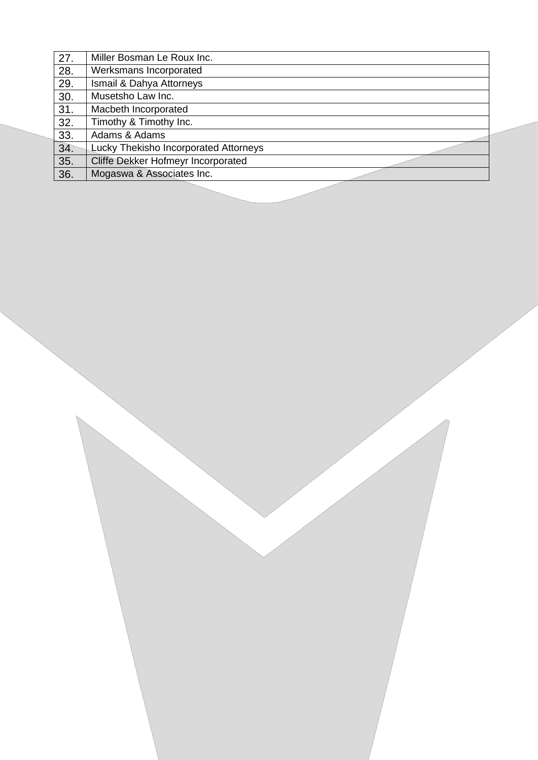| | |
|---|---|
| 27. | Miller Bosman Le Roux Inc. |
| 28. | Werksmans Incorporated |
| 29. | Ismail & Dahya Attorneys |
| 30. | Musetsho Law Inc. |
| 31. | Macbeth Incorporated |
| 32. | Timothy & Timothy Inc. |
| 33. | Adams & Adams |
| 34. | Lucky Thekisho Incorporated Attorneys |
| 35. | Cliffe Dekker Hofmeyr Incorporated |
| 36. | Mogaswa & Associates Inc. |